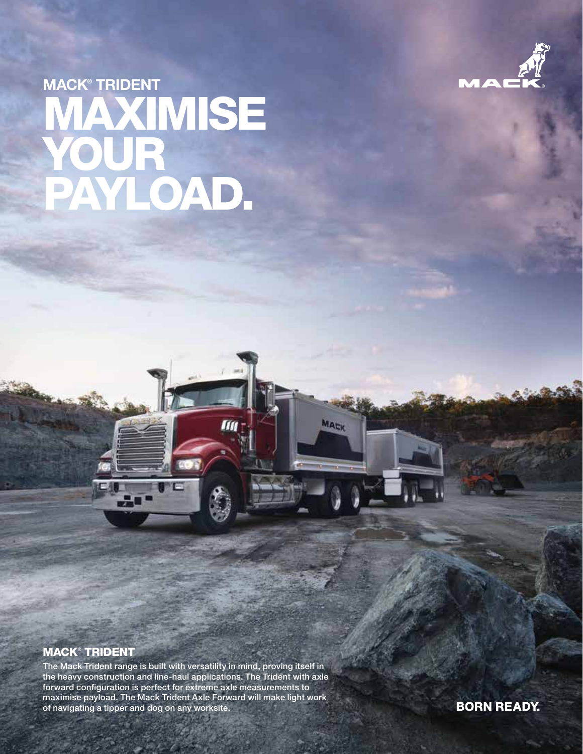MACK® TRIDENT

# MAXIMISE YOUR PAYLOAD.

## MACK® TRIDENT

The Mack Trident range is built with versatility in mind, proving itself in the heavy construction and line-haul applications. The Trident with axle forward configuration is perfect for extreme axle measurements to maximise payload. The Mack Trident Axle Forward will make light work of navigating a tipper and dog on any worksite.

**BORN READY.**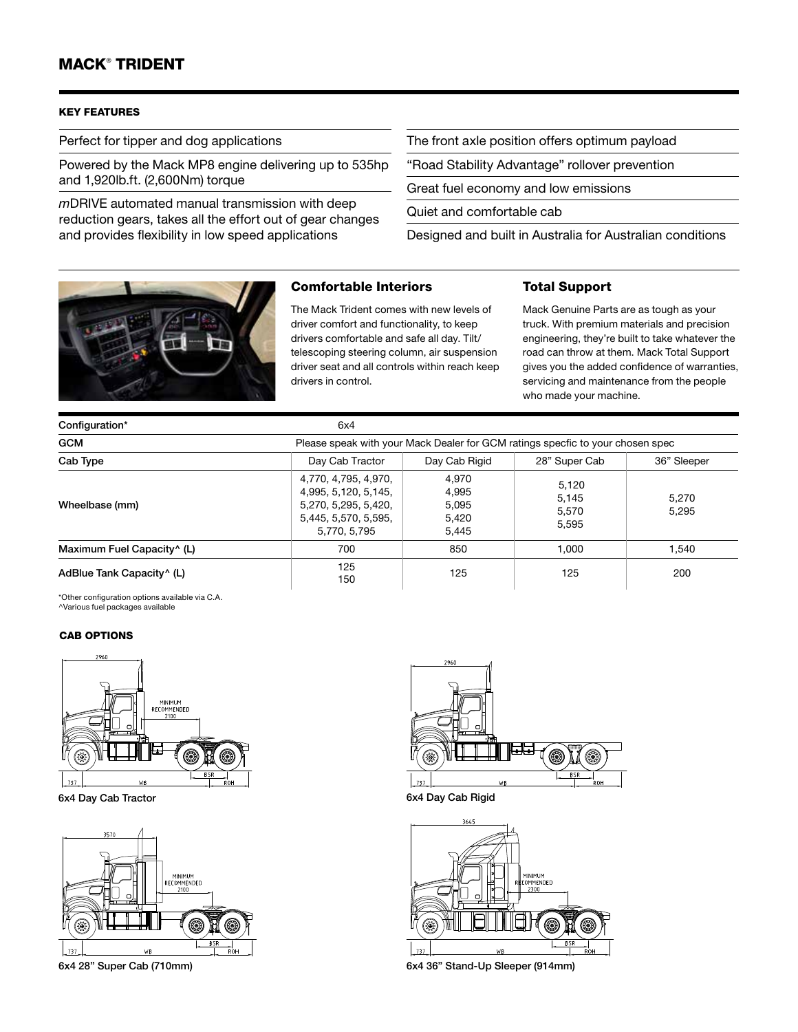## MACK® TRIDENT

### KEY FEATURES

- Perfect for tipper and dog applications
- Powered by the Mack MP8 engine delivering up to 535hp and 1,920lb.ft. (2,600Nm) torque
- *m*DRIVE automated manual transmission with deep reduction gears, takes all the effort out of gear changes and provides flexibility in low speed applications
- The front axle position offers optimum payload
- "Road Stability Advantage" rollover prevention
- Great fuel economy and low emissions
- Quiet and comfortable cab
- Designed and built in Australia for Australian conditions

### Comfortable Interiors

The Mack Trident comes with new levels of driver comfort and functionality, to keep drivers comfortable and safe all day. Tilt/telescoping steering column, air suspension driver seat and all controls within reach keep drivers in control.

### Total Support

Mack Genuine Parts are as tough as your truck. With premium materials and precision engineering, they're built to take whatever the road can throw at them. Mack Total Support gives you the added confidence of warranties, servicing and maintenance from the people who made your machine.

| Configuration* | 6x4 | | | |
|---|---|---|---|---|
| GCM | Please speak with your Mack Dealer for GCM ratings specfic to your chosen spec | | | |
| Cab Type | Day Cab Tractor | Day Cab Rigid | 28" Super Cab | 36" Sleeper |
| Wheelbase (mm) | 4,770, 4,795, 4,970, 4,995, 5,120, 5,145, 5,270, 5,295, 5,420, 5,445, 5,570, 5,595, 5,770, 5,795 | 4,970 4,995 5,095 5,420 5,445 | 5,120 5,145 5,570 5,595 | 5,270 5,295 |
| Maximum Fuel Capacity^ (L) | 700 | 850 | 1,000 | 1,540 |
| AdBlue Tank Capacity^ (L) | 125 150 | 125 | 125 | 200 |

*Other configuration options available via C.A.
^Various fuel packages available

### CAB OPTIONS

6x4 Day Cab Tractor

6x4 Day Cab Rigid

6x4 28" Super Cab (710mm)

6x4 36" Stand-Up Sleeper (914mm)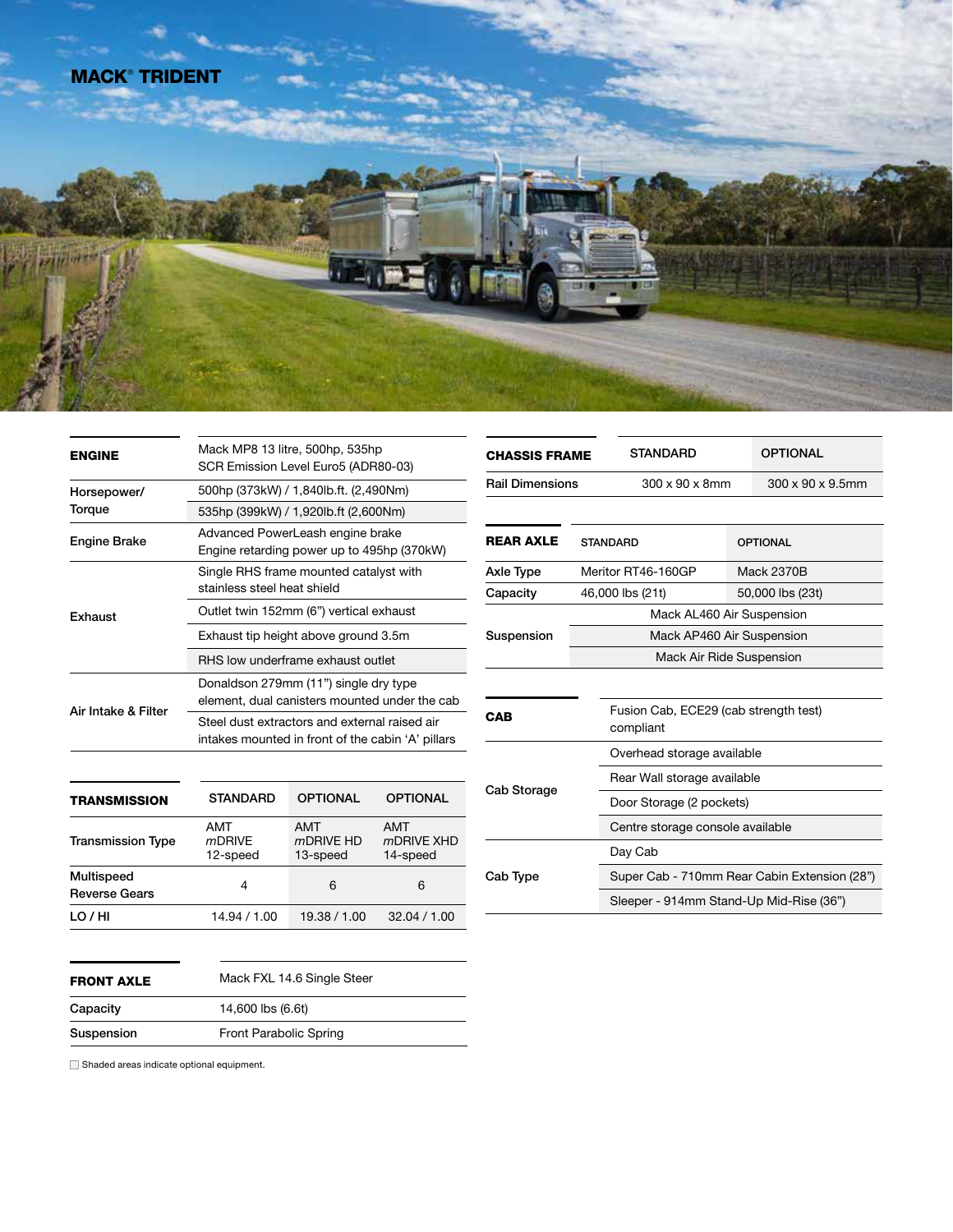# MACK® TRIDENT

| ENGINE | Mack MP8 13 litre, 500hp, 535hp SCR Emission Level Euro5 (ADR80-03) |
|---|---|
| Horsepower/ Torque | 500hp (373kW) / 1,840lb.ft. (2,490Nm) |
| | 535hp (399kW) / 1,920lb.ft (2,600Nm) |
| Engine Brake | Advanced PowerLeash engine brake Engine retarding power up to 495hp (370kW) |
| Exhaust | Single RHS frame mounted catalyst with stainless steel heat shield |
| | Outlet twin 152mm (6") vertical exhaust |
| | Exhaust tip height above ground 3.5m |
| | RHS low underframe exhaust outlet |
| Air Intake & Filter | Donaldson 279mm (11") single dry type element, dual canisters mounted under the cab |
| | Steel dust extractors and external raised air intakes mounted in front of the cabin 'A' pillars |

| TRANSMISSION | STANDARD | OPTIONAL | OPTIONAL |
|---|---|---|---|
| Transmission Type | AMT *m*DRIVE 12-speed | AMT *m*DRIVE HD 13-speed | AMT *m*DRIVE XHD 14-speed |
| Multispeed Reverse Gears | 4 | 6 | 6 |
| LO / HI | 14.94 / 1.00 | 19.38 / 1.00 | 32.04 / 1.00 |

| FRONT AXLE | Mack FXL 14.6 Single Steer |
|---|---|
| Capacity | 14,600 lbs (6.6t) |
| Suspension | Front Parabolic Spring |

| CHASSIS FRAME | STANDARD | OPTIONAL |
|---|---|---|
| Rail Dimensions | 300 x 90 x 8mm | 300 x 90 x 9.5mm |

| REAR AXLE | STANDARD | OPTIONAL |
|---|---|---|
| Axle Type | Meritor RT46-160GP | Mack 2370B |
| Capacity | 46,000 lbs (21t) | 50,000 lbs (23t) |
| Suspension | Mack AL460 Air Suspension | |
| | Mack AP460 Air Suspension | |
| | Mack Air Ride Suspension | |

| CAB | Fusion Cab, ECE29 (cab strength test) compliant |
|---|---|
| Cab Storage | Overhead storage available |
| | Rear Wall storage available |
| | Door Storage (2 pockets) |
| | Centre storage console available |
| Cab Type | Day Cab |
| | Super Cab - 710mm Rear Cabin Extension (28") |
| | Sleeper - 914mm Stand-Up Mid-Rise (36") |

Shaded areas indicate optional equipment.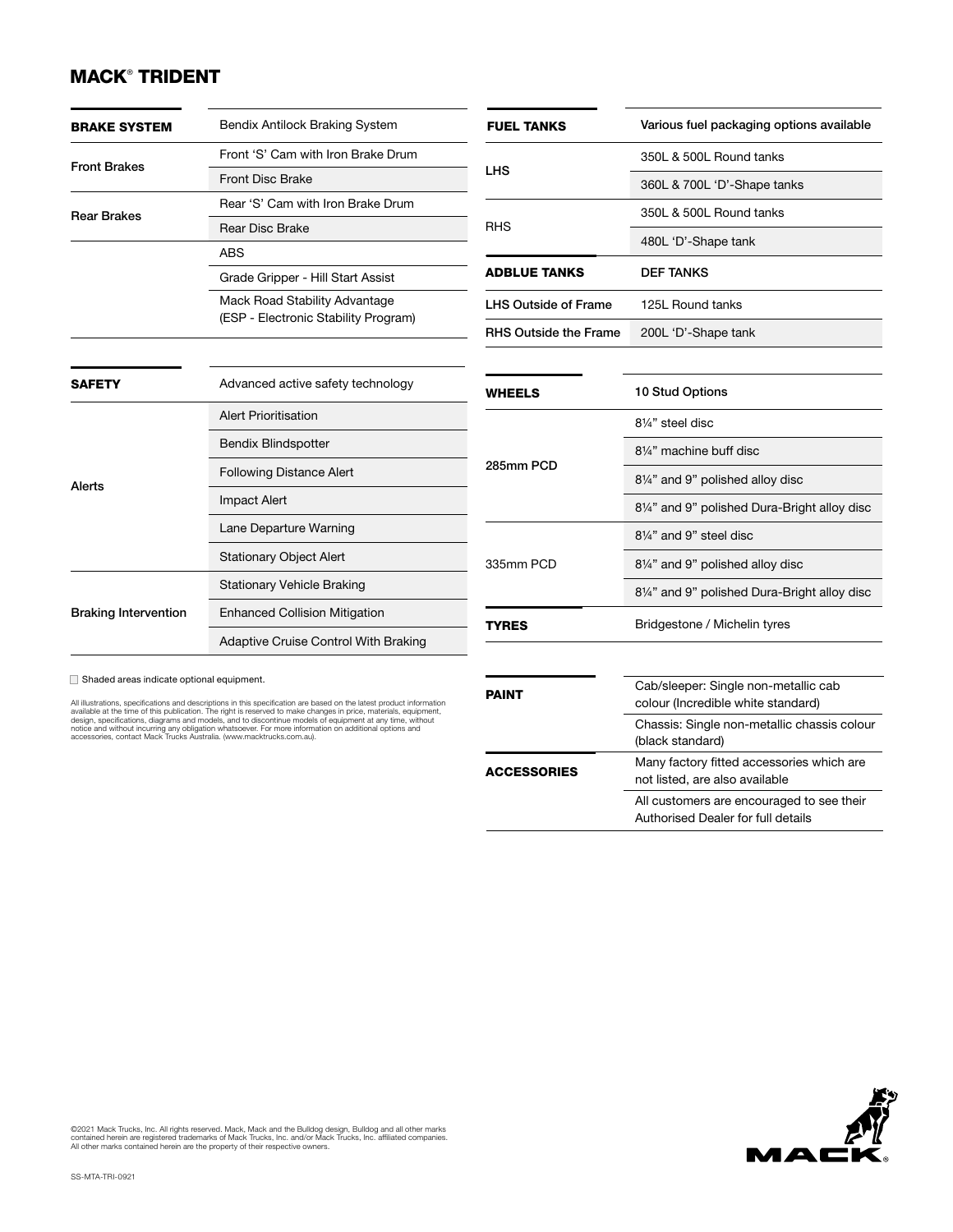# MACK® TRIDENT

| BRAKE SYSTEM | Bendix Antilock Braking System |
|---|---|
| Front Brakes | Front 'S' Cam with Iron Brake Drum |
| | Front Disc Brake |
| Rear Brakes | Rear 'S' Cam with Iron Brake Drum |
| | Rear Disc Brake |
| | ABS |
| | Grade Gripper - Hill Start Assist |
| | Mack Road Stability Advantage (ESP - Electronic Stability Program) |

| SAFETY | Advanced active safety technology |
|---|---|
| Alerts | Alert Prioritisation |
| | Bendix Blindspotter |
| | Following Distance Alert |
| | Impact Alert |
| | Lane Departure Warning |
| | Stationary Object Alert |
| Braking Intervention | Stationary Vehicle Braking |
| | Enhanced Collision Mitigation |
| | Adaptive Cruise Control With Braking |

Shaded areas indicate optional equipment.

All illustrations, specifications and descriptions in this specification are based on the latest product information available at the time of this publication. The right is reserved to make changes in price, materials, equipment, design, specifications, diagrams and models, and to discontinue models of equipment at any time, without notice and without incurring any obligation whatsoever. For more information on additional options and accessories, contact Mack Trucks Australia. (www.macktrucks.com.au).

| FUEL TANKS | Various fuel packaging options available |
|---|---|
| LHS | 350L & 500L Round tanks |
| | 360L & 700L 'D'-Shape tanks |
| RHS | 350L & 500L Round tanks |
| | 480L 'D'-Shape tank |
| **ADBLUE TANKS** | **DEF TANKS** |
| LHS Outside of Frame | 125L Round tanks |
| RHS Outside the Frame | 200L 'D'-Shape tank |

| WHEELS | 10 Stud Options |
|---|---|
| 285mm PCD | 8¼" steel disc |
| | 8¼" machine buff disc |
| | 8¼" and 9" polished alloy disc |
| | 8¼" and 9" polished Dura-Bright alloy disc |
| 335mm PCD | 8¼" and 9" steel disc |
| | 8¼" and 9" polished alloy disc |
| | 8¼" and 9" polished Dura-Bright alloy disc |
| **TYRES** | Bridgestone / Michelin tyres |

| PAINT | Cab/sleeper: Single non-metallic cab colour (Incredible white standard) |
|---|---|
| | Chassis: Single non-metallic chassis colour (black standard) |
| **ACCESSORIES** | Many factory fitted accessories which are not listed, are also available |
| | All customers are encouraged to see their Authorised Dealer for full details |

©2021 Mack Trucks, Inc. All rights reserved. Mack, Mack and the Bulldog design, Bulldog and all other marks contained herein are registered trademarks of Mack Trucks, Inc. and/or Mack Trucks, Inc. affiliated companies. All other marks contained herein are the property of their respective owners.

SS-MTA-TRI-0921